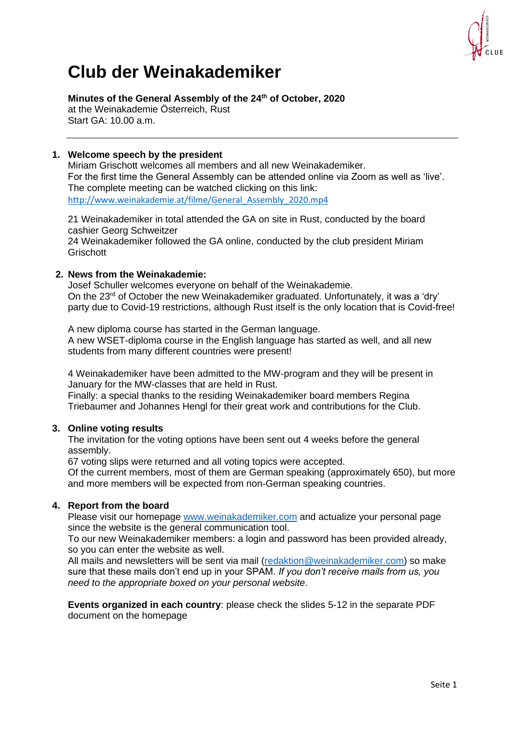# Club der Weinakademiker

**Minutes of the General Assembly of the 24th of October, 2020**
at the Weinakademie Österreich, Rust
Start GA: 10.00 a.m.

---

1. **Welcome speech by the president**
   Miriam Grischott welcomes all members and all new Weinakademiker.
   For the first time the General Assembly can be attended online via Zoom as well as 'live'.
   The complete meeting can be watched clicking on this link:
   http://www.weinakademie.at/filme/General_Assembly_2020.mp4

   21 Weinakademiker in total attended the GA on site in Rust, conducted by the board cashier Georg Schweitzer
   24 Weinakademiker followed the GA online, conducted by the club president Miriam Grischott

2. **News from the Weinakademie:**
   Josef Schuller welcomes everyone on behalf of the Weinakademie.
   On the 23rd of October the new Weinakademiker graduated. Unfortunately, it was a 'dry' party due to Covid-19 restrictions, although Rust itself is the only location that is Covid-free!

   A new diploma course has started in the German language.
   A new WSET-diploma course in the English language has started as well, and all new students from many different countries were present!

   4 Weinakademiker have been admitted to the MW-program and they will be present in January for the MW-classes that are held in Rust.
   Finally: a special thanks to the residing Weinakademiker board members Regina Triebaumer and Johannes Hengl for their great work and contributions for the Club.

3. **Online voting results**
   The invitation for the voting options have been sent out 4 weeks before the general assembly.
   67 voting slips were returned and all voting topics were accepted.
   Of the current members, most of them are German speaking (approximately 650), but more and more members will be expected from non-German speaking countries.

4. **Report from the board**
   Please visit our homepage www.weinakademiker.com and actualize your personal page since the website is the general communication tool.
   To our new Weinakademiker members: a login and password has been provided already, so you can enter the website as well.
   All mails and newsletters will be sent via mail (redaktion@weinakademiker.com) so make sure that these mails don't end up in your SPAM. *If you don't receive mails from us, you need to the appropriate boxed on your personal website*.

   **Events organized in each country**: please check the slides 5-12 in the separate PDF document on the homepage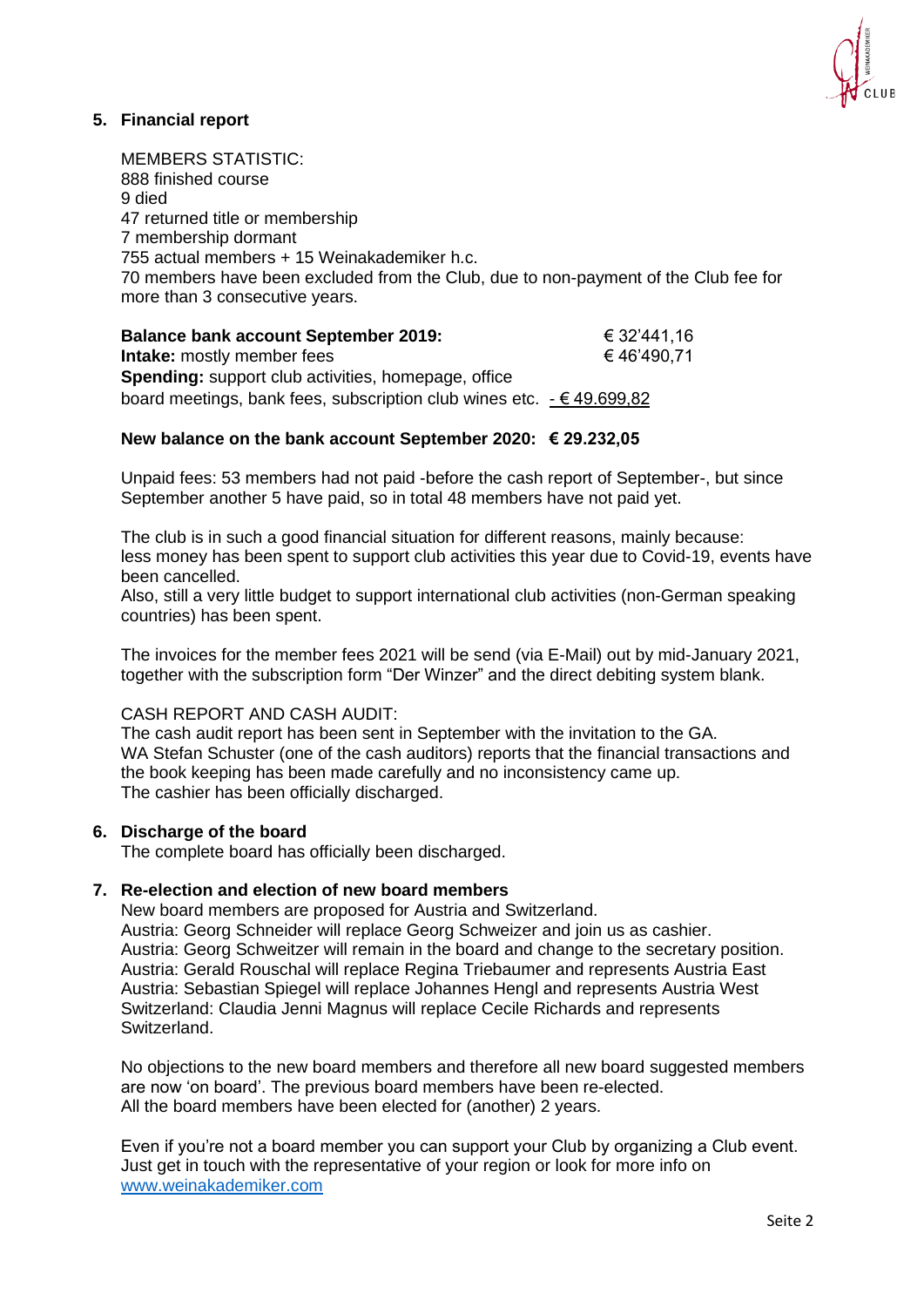## 5. Financial report

MEMBERS STATISTIC:
888 finished course
9 died
47 returned title or membership
7 membership dormant
755 actual members + 15 Weinakademiker h.c.
70 members have been excluded from the Club, due to non-payment of the Club fee for more than 3 consecutive years.

| | |
|---|---|
| **Balance bank account September 2019:** | € 32'441,16 |
| **Intake:** mostly member fees | € 46'490,71 |
| **Spending:** support club activities, homepage, office board meetings, bank fees, subscription club wines etc. | - € 49.699,82 |

**New balance on the bank account September 2020: € 29.232,05**

Unpaid fees: 53 members had not paid -before the cash report of September-, but since September another 5 have paid, so in total 48 members have not paid yet.

The club is in such a good financial situation for different reasons, mainly because: less money has been spent to support club activities this year due to Covid-19, events have been cancelled.
Also, still a very little budget to support international club activities (non-German speaking countries) has been spent.

The invoices for the member fees 2021 will be send (via E-Mail) out by mid-January 2021, together with the subscription form "Der Winzer" and the direct debiting system blank.

CASH REPORT AND CASH AUDIT:
The cash audit report has been sent in September with the invitation to the GA.
WA Stefan Schuster (one of the cash auditors) reports that the financial transactions and the book keeping has been made carefully and no inconsistency came up.
The cashier has been officially discharged.

## 6. Discharge of the board

The complete board has officially been discharged.

## 7. Re-election and election of new board members

New board members are proposed for Austria and Switzerland.
Austria: Georg Schneider will replace Georg Schweizer and join us as cashier.
Austria: Georg Schweitzer will remain in the board and change to the secretary position.
Austria: Gerald Rouschal will replace Regina Triebaumer and represents Austria East
Austria: Sebastian Spiegel will replace Johannes Hengl and represents Austria West
Switzerland: Claudia Jenni Magnus will replace Cecile Richards and represents Switzerland.

No objections to the new board members and therefore all new board suggested members are now 'on board'. The previous board members have been re-elected.
All the board members have been elected for (another) 2 years.

Even if you're not a board member you can support your Club by organizing a Club event. Just get in touch with the representative of your region or look for more info on [www.weinakademiker.com](http://www.weinakademiker.com)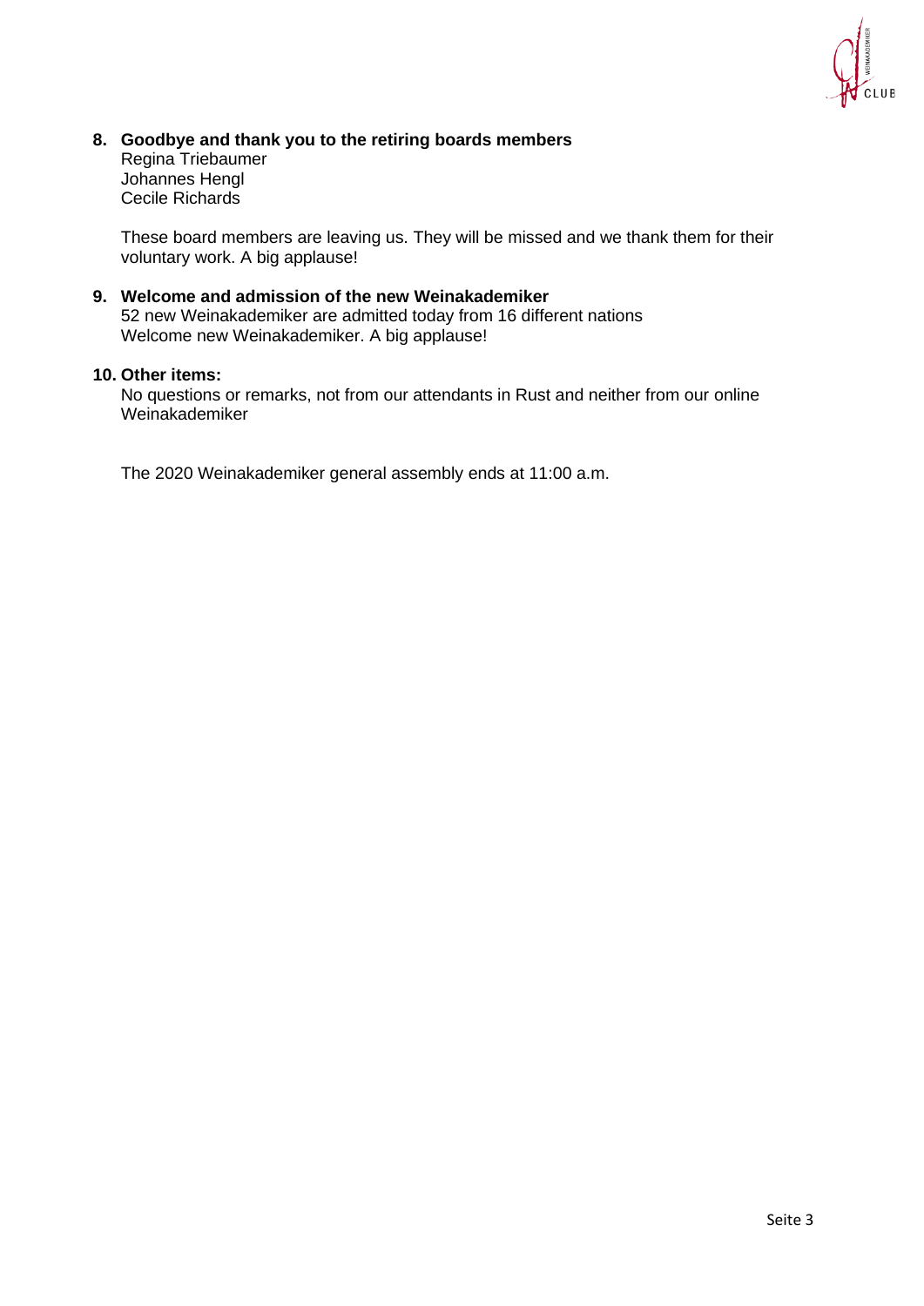8. **Goodbye and thank you to the retiring boards members**
   Regina Triebaumer
   Johannes Hengl
   Cecile Richards

   These board members are leaving us. They will be missed and we thank them for their voluntary work. A big applause!

9. **Welcome and admission of the new Weinakademiker**
   52 new Weinakademiker are admitted today from 16 different nations
   Welcome new Weinakademiker. A big applause!

10. **Other items:**
    No questions or remarks, not from our attendants in Rust and neither from our online Weinakademiker

The 2020 Weinakademiker general assembly ends at 11:00 a.m.